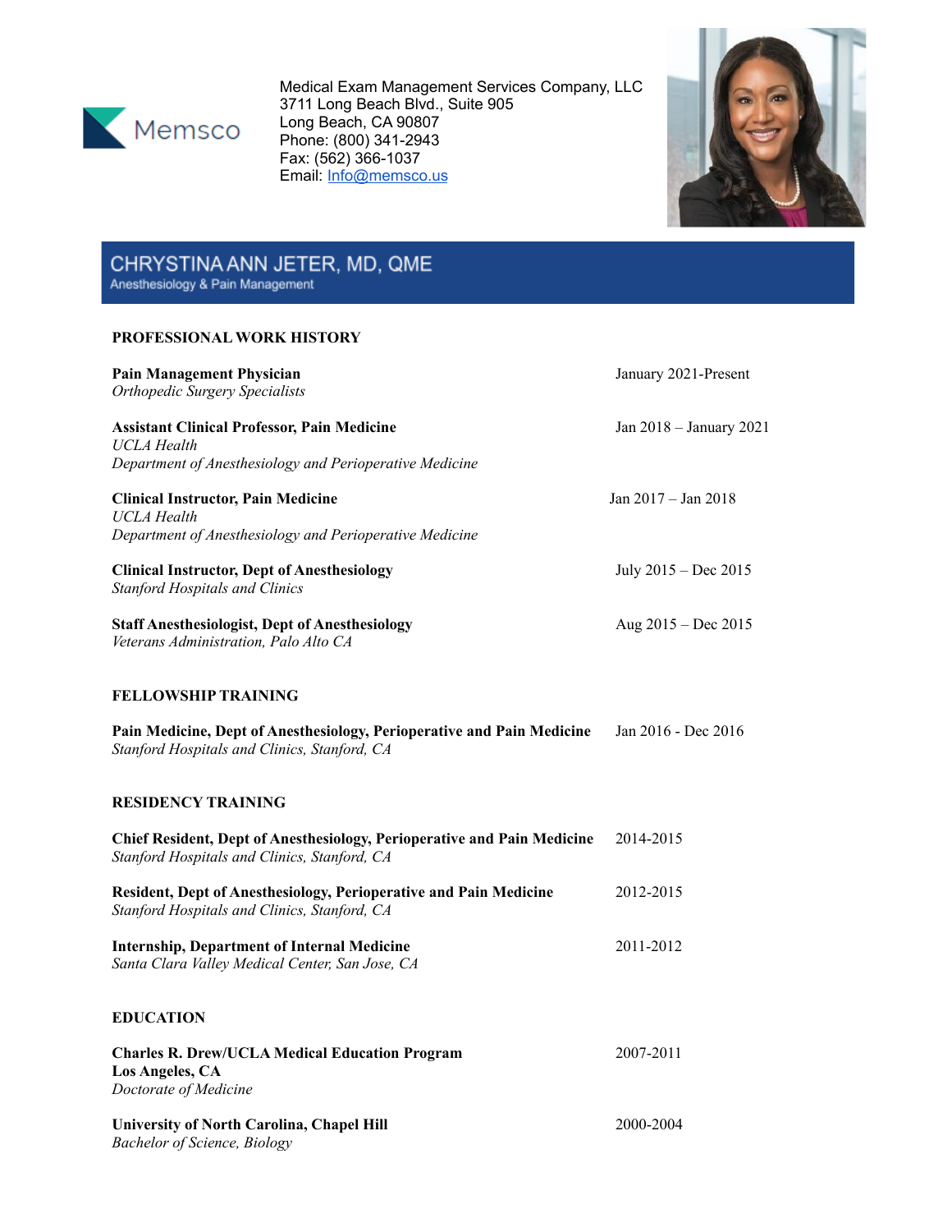Memsco

Medical Exam Management Services Company, LLC
3711 Long Beach Blvd., Suite 905
Long Beach, CA 90807
Phone: (800) 341-2943
Fax: (562) 366-1037
Email: Info@memsco.us

# CHRYSTINA ANN JETER, MD, QME

Anesthesiology & Pain Management

## PROFESSIONAL WORK HISTORY

**Pain Management Physician** — January 2021-Present
*Orthopedic Surgery Specialists*

**Assistant Clinical Professor, Pain Medicine** — Jan 2018 – January 2021
*UCLA Health*
*Department of Anesthesiology and Perioperative Medicine*

**Clinical Instructor, Pain Medicine** — Jan 2017 – Jan 2018
*UCLA Health*
*Department of Anesthesiology and Perioperative Medicine*

**Clinical Instructor, Dept of Anesthesiology** — July 2015 – Dec 2015
*Stanford Hospitals and Clinics*

**Staff Anesthesiologist, Dept of Anesthesiology** — Aug 2015 – Dec 2015
*Veterans Administration, Palo Alto CA*

## FELLOWSHIP TRAINING

**Pain Medicine, Dept of Anesthesiology, Perioperative and Pain Medicine** — Jan 2016 - Dec 2016
*Stanford Hospitals and Clinics, Stanford, CA*

## RESIDENCY TRAINING

**Chief Resident, Dept of Anesthesiology, Perioperative and Pain Medicine** — 2014-2015
*Stanford Hospitals and Clinics, Stanford, CA*

**Resident, Dept of Anesthesiology, Perioperative and Pain Medicine** — 2012-2015
*Stanford Hospitals and Clinics, Stanford, CA*

**Internship, Department of Internal Medicine** — 2011-2012
*Santa Clara Valley Medical Center, San Jose, CA*

## EDUCATION

**Charles R. Drew/UCLA Medical Education Program** — 2007-2011
**Los Angeles, CA**
*Doctorate of Medicine*

**University of North Carolina, Chapel Hill** — 2000-2004
*Bachelor of Science, Biology*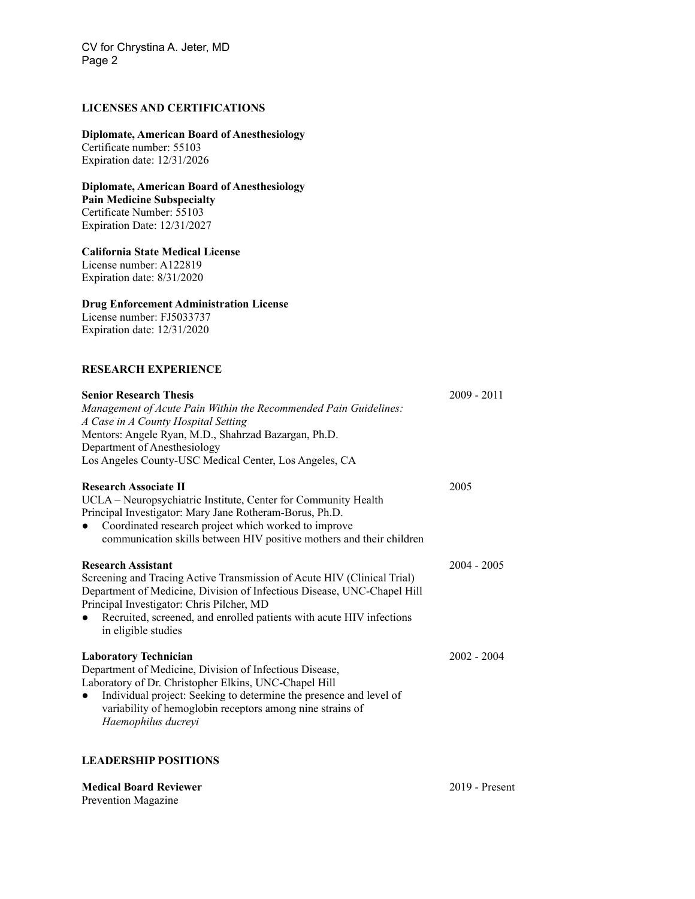## LICENSES AND CERTIFICATIONS

**Diplomate, American Board of Anesthesiology**
Certificate number: 55103
Expiration date: 12/31/2026

**Diplomate, American Board of Anesthesiology**
**Pain Medicine Subspecialty**
Certificate Number: 55103
Expiration Date: 12/31/2027

**California State Medical License**
License number: A122819
Expiration date: 8/31/2020

**Drug Enforcement Administration License**
License number: FJ5033737
Expiration date: 12/31/2020

## RESEARCH EXPERIENCE

**Senior Research Thesis** — 2009 - 2011
*Management of Acute Pain Within the Recommended Pain Guidelines: A Case in A County Hospital Setting*
Mentors: Angele Ryan, M.D., Shahrzad Bazargan, Ph.D.
Department of Anesthesiology
Los Angeles County-USC Medical Center, Los Angeles, CA

**Research Associate II** — 2005
UCLA – Neuropsychiatric Institute, Center for Community Health
Principal Investigator: Mary Jane Rotheram-Borus, Ph.D.
- Coordinated research project which worked to improve communication skills between HIV positive mothers and their children

**Research Assistant** — 2004 - 2005
Screening and Tracing Active Transmission of Acute HIV (Clinical Trial)
Department of Medicine, Division of Infectious Disease, UNC-Chapel Hill
Principal Investigator: Chris Pilcher, MD
- Recruited, screened, and enrolled patients with acute HIV infections in eligible studies

**Laboratory Technician** — 2002 - 2004
Department of Medicine, Division of Infectious Disease,
Laboratory of Dr. Christopher Elkins, UNC-Chapel Hill
- Individual project: Seeking to determine the presence and level of variability of hemoglobin receptors among nine strains of *Haemophilus ducreyi*

## LEADERSHIP POSITIONS

**Medical Board Reviewer** — 2019 - Present
Prevention Magazine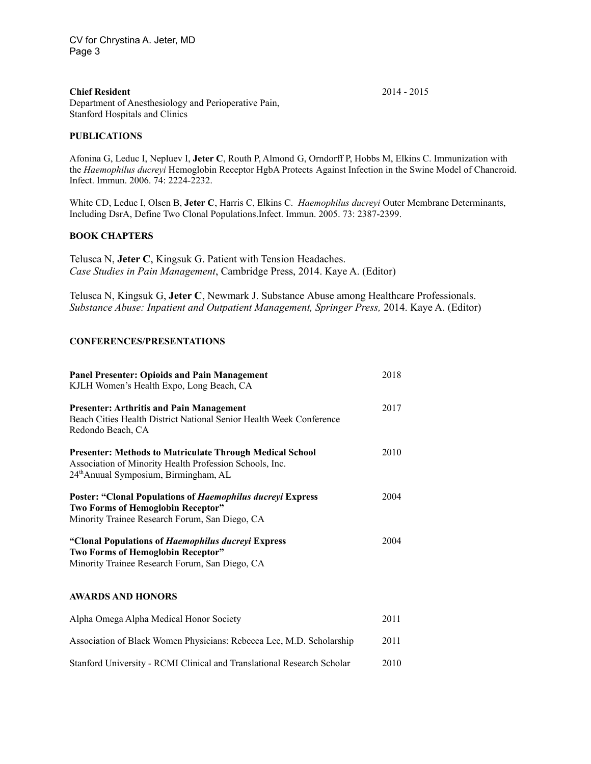**Chief Resident** 2014 - 2015
Department of Anesthesiology and Perioperative Pain,
Stanford Hospitals and Clinics

## PUBLICATIONS

Afonina G, Leduc I, Nepluev I, **Jeter C**, Routh P, Almond G, Orndorff P, Hobbs M, Elkins C. Immunization with the *Haemophilus ducreyi* Hemoglobin Receptor HgbA Protects Against Infection in the Swine Model of Chancroid. Infect. Immun. 2006. 74: 2224-2232.

White CD, Leduc I, Olsen B, **Jeter C**, Harris C, Elkins C. *Haemophilus ducreyi* Outer Membrane Determinants, Including DsrA, Define Two Clonal Populations.Infect. Immun. 2005. 73: 2387-2399.

## BOOK CHAPTERS

Telusca N, **Jeter C**, Kingsuk G. Patient with Tension Headaches.
*Case Studies in Pain Management*, Cambridge Press, 2014. Kaye A. (Editor)

Telusca N, Kingsuk G, **Jeter C**, Newmark J. Substance Abuse among Healthcare Professionals.
*Substance Abuse: Inpatient and Outpatient Management, Springer Press,* 2014. Kaye A. (Editor)

## CONFERENCES/PRESENTATIONS

**Panel Presenter: Opioids and Pain Management** 2018
KJLH Women's Health Expo, Long Beach, CA

**Presenter: Arthritis and Pain Management** 2017
Beach Cities Health District National Senior Health Week Conference
Redondo Beach, CA

**Presenter: Methods to Matriculate Through Medical School** 2010
Association of Minority Health Profession Schools, Inc.
24th Anuual Symposium, Birmingham, AL

**Poster: "Clonal Populations of *Haemophilus ducreyi* Express Two Forms of Hemoglobin Receptor"** 2004
Minority Trainee Research Forum, San Diego, CA

**"Clonal Populations of *Haemophilus ducreyi* Express Two Forms of Hemoglobin Receptor"** 2004
Minority Trainee Research Forum, San Diego, CA

## AWARDS AND HONORS

Alpha Omega Alpha Medical Honor Society 2011

Association of Black Women Physicians: Rebecca Lee, M.D. Scholarship 2011

Stanford University - RCMI Clinical and Translational Research Scholar 2010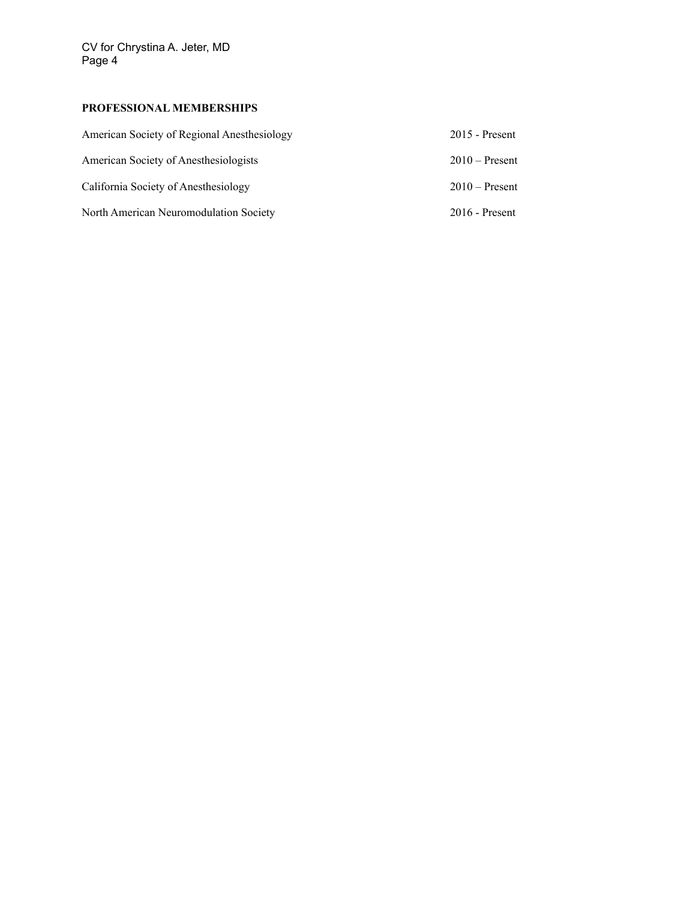## PROFESSIONAL MEMBERSHIPS

| | |
|---|---|
| American Society of Regional Anesthesiology | 2015 - Present |
| American Society of Anesthesiologists | 2010 – Present |
| California Society of Anesthesiology | 2010 – Present |
| North American Neuromodulation Society | 2016 - Present |